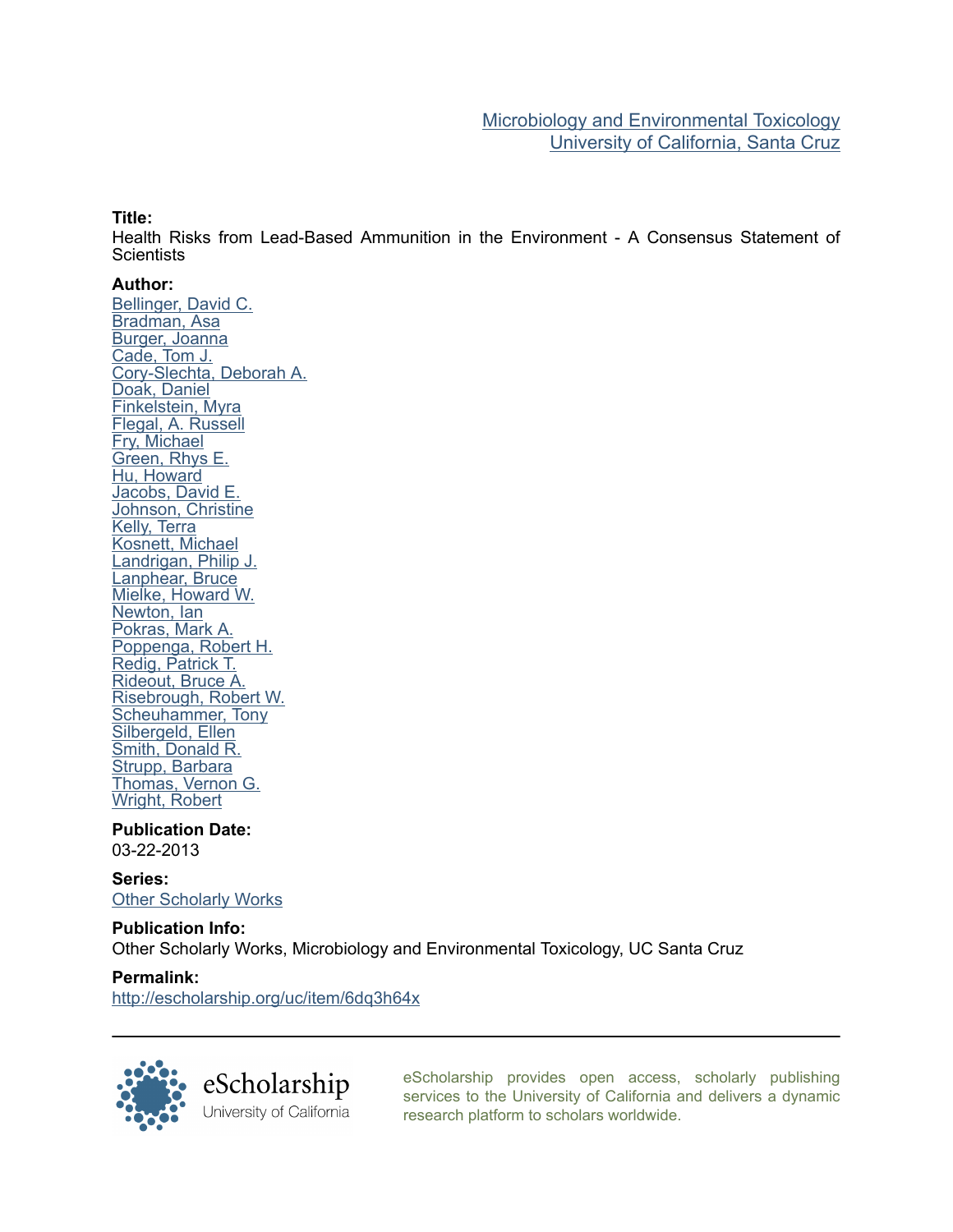Microbiology and Environmental Toxicology
University of California, Santa Cruz

**Title:**
Health Risks from Lead-Based Ammunition in the Environment - A Consensus Statement of Scientists

**Author:**
Bellinger, David C.
Bradman, Asa
Burger, Joanna
Cade, Tom J.
Cory-Slechta, Deborah A.
Doak, Daniel
Finkelstein, Myra
Flegal, A. Russell
Fry, Michael
Green, Rhys E.
Hu, Howard
Jacobs, David E.
Johnson, Christine
Kelly, Terra
Kosnett, Michael
Landrigan, Philip J.
Lanphear, Bruce
Mielke, Howard W.
Newton, Ian
Pokras, Mark A.
Poppenga, Robert H.
Redig, Patrick T.
Rideout, Bruce A.
Risebrough, Robert W.
Scheuhammer, Tony
Silbergeld, Ellen
Smith, Donald R.
Strupp, Barbara
Thomas, Vernon G.
Wright, Robert

**Publication Date:**
03-22-2013

**Series:**
Other Scholarly Works

**Publication Info:**
Other Scholarly Works, Microbiology and Environmental Toxicology, UC Santa Cruz

**Permalink:**
http://escholarship.org/uc/item/6dq3h64x

eScholarship
University of California

eScholarship provides open access, scholarly publishing services to the University of California and delivers a dynamic research platform to scholars worldwide.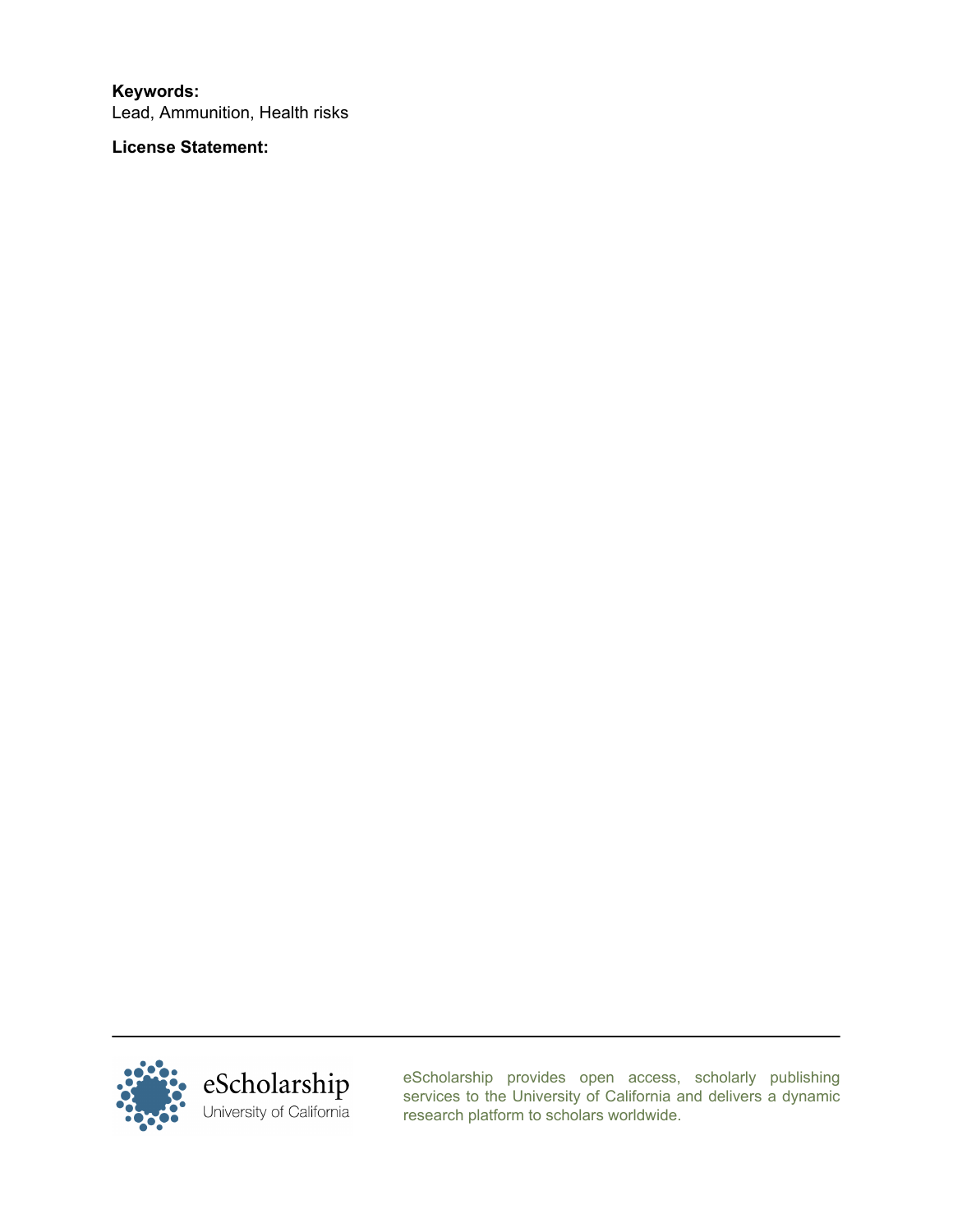**Keywords:**
Lead, Ammunition, Health risks

**License Statement:**

eScholarship provides open access, scholarly publishing services to the University of California and delivers a dynamic research platform to scholars worldwide.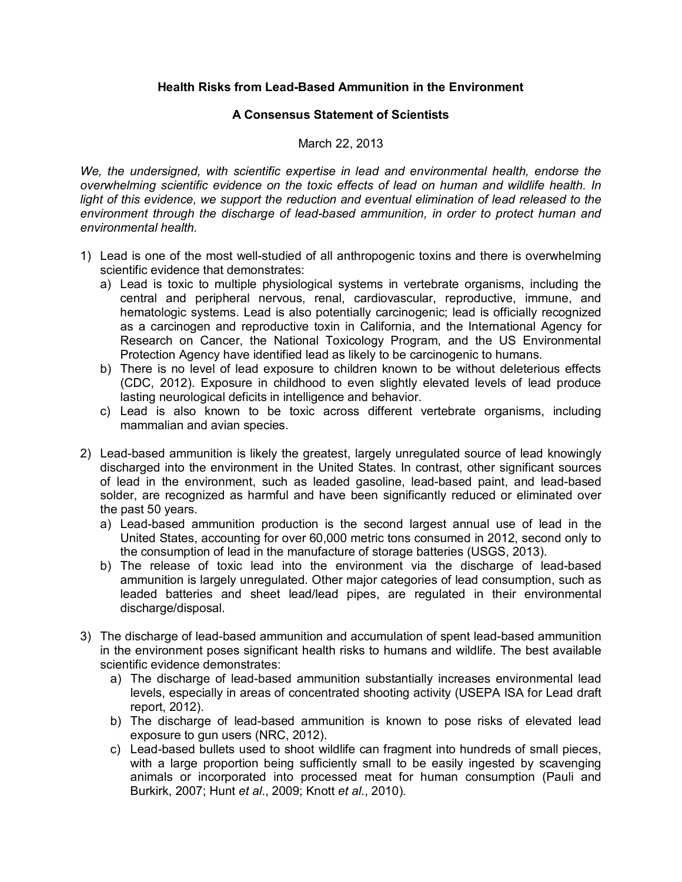**Health Risks from Lead-Based Ammunition in the Environment**

**A Consensus Statement of Scientists**

March 22, 2013

*We, the undersigned, with scientific expertise in lead and environmental health, endorse the overwhelming scientific evidence on the toxic effects of lead on human and wildlife health. In light of this evidence, we support the reduction and eventual elimination of lead released to the environment through the discharge of lead-based ammunition, in order to protect human and environmental health.*

1) Lead is one of the most well-studied of all anthropogenic toxins and there is overwhelming scientific evidence that demonstrates:
   a) Lead is toxic to multiple physiological systems in vertebrate organisms, including the central and peripheral nervous, renal, cardiovascular, reproductive, immune, and hematologic systems. Lead is also potentially carcinogenic; lead is officially recognized as a carcinogen and reproductive toxin in California, and the International Agency for Research on Cancer, the National Toxicology Program, and the US Environmental Protection Agency have identified lead as likely to be carcinogenic to humans.
   b) There is no level of lead exposure to children known to be without deleterious effects (CDC, 2012). Exposure in childhood to even slightly elevated levels of lead produce lasting neurological deficits in intelligence and behavior.
   c) Lead is also known to be toxic across different vertebrate organisms, including mammalian and avian species.

2) Lead-based ammunition is likely the greatest, largely unregulated source of lead knowingly discharged into the environment in the United States. In contrast, other significant sources of lead in the environment, such as leaded gasoline, lead-based paint, and lead-based solder, are recognized as harmful and have been significantly reduced or eliminated over the past 50 years.
   a) Lead-based ammunition production is the second largest annual use of lead in the United States, accounting for over 60,000 metric tons consumed in 2012, second only to the consumption of lead in the manufacture of storage batteries (USGS, 2013).
   b) The release of toxic lead into the environment via the discharge of lead-based ammunition is largely unregulated. Other major categories of lead consumption, such as leaded batteries and sheet lead/lead pipes, are regulated in their environmental discharge/disposal.

3) The discharge of lead-based ammunition and accumulation of spent lead-based ammunition in the environment poses significant health risks to humans and wildlife. The best available scientific evidence demonstrates:
   a) The discharge of lead-based ammunition substantially increases environmental lead levels, especially in areas of concentrated shooting activity (USEPA ISA for Lead draft report, 2012).
   b) The discharge of lead-based ammunition is known to pose risks of elevated lead exposure to gun users (NRC, 2012).
   c) Lead-based bullets used to shoot wildlife can fragment into hundreds of small pieces, with a large proportion being sufficiently small to be easily ingested by scavenging animals or incorporated into processed meat for human consumption (Pauli and Burkirk, 2007; Hunt *et al*., 2009; Knott *et al*., 2010).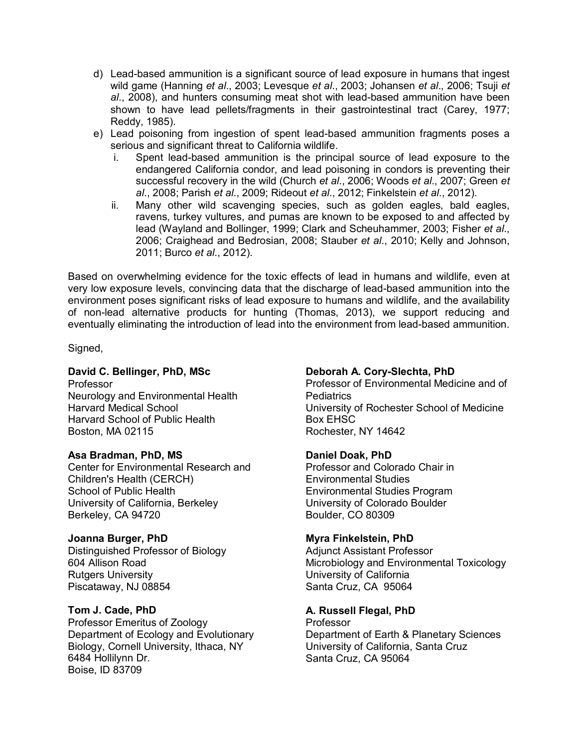d) Lead-based ammunition is a significant source of lead exposure in humans that ingest wild game (Hanning *et al*., 2003; Levesque *et al*., 2003; Johansen *et al*., 2006; Tsuji *et al*., 2008), and hunters consuming meat shot with lead-based ammunition have been shown to have lead pellets/fragments in their gastrointestinal tract (Carey, 1977; Reddy, 1985).

e) Lead poisoning from ingestion of spent lead-based ammunition fragments poses a serious and significant threat to California wildlife.

   i. Spent lead-based ammunition is the principal source of lead exposure to the endangered California condor, and lead poisoning in condors is preventing their successful recovery in the wild (Church *et al*., 2006; Woods *et al*., 2007; Green *et al*., 2008; Parish *et al*., 2009; Rideout *et al*., 2012; Finkelstein *et al*., 2012).

   ii. Many other wild scavenging species, such as golden eagles, bald eagles, ravens, turkey vultures, and pumas are known to be exposed to and affected by lead (Wayland and Bollinger, 1999; Clark and Scheuhammer, 2003; Fisher *et al*., 2006; Craighead and Bedrosian, 2008; Stauber *et al*., 2010; Kelly and Johnson, 2011; Burco *et al*., 2012).

Based on overwhelming evidence for the toxic effects of lead in humans and wildlife, even at very low exposure levels, convincing data that the discharge of lead-based ammunition into the environment poses significant risks of lead exposure to humans and wildlife, and the availability of non-lead alternative products for hunting (Thomas, 2013), we support reducing and eventually eliminating the introduction of lead into the environment from lead-based ammunition.

Signed,

**David C. Bellinger, PhD, MSc**
Professor
Neurology and Environmental Health
Harvard Medical School
Harvard School of Public Health
Boston, MA 02115

**Asa Bradman, PhD, MS**
Center for Environmental Research and Children's Health (CERCH)
School of Public Health
University of California, Berkeley
Berkeley, CA 94720

**Joanna Burger, PhD**
Distinguished Professor of Biology
604 Allison Road
Rutgers University
Piscataway, NJ 08854

**Tom J. Cade, PhD**
Professor Emeritus of Zoology
Department of Ecology and Evolutionary Biology, Cornell University, Ithaca, NY
6484 Hollilynn Dr.
Boise, ID 83709

**Deborah A. Cory-Slechta, PhD**
Professor of Environmental Medicine and of Pediatrics
University of Rochester School of Medicine
Box EHSC
Rochester, NY 14642

**Daniel Doak, PhD**
Professor and Colorado Chair in Environmental Studies
Environmental Studies Program
University of Colorado Boulder
Boulder, CO 80309

**Myra Finkelstein, PhD**
Adjunct Assistant Professor
Microbiology and Environmental Toxicology
University of California
Santa Cruz, CA 95064

**A. Russell Flegal, PhD**
Professor
Department of Earth & Planetary Sciences
University of California, Santa Cruz
Santa Cruz, CA 95064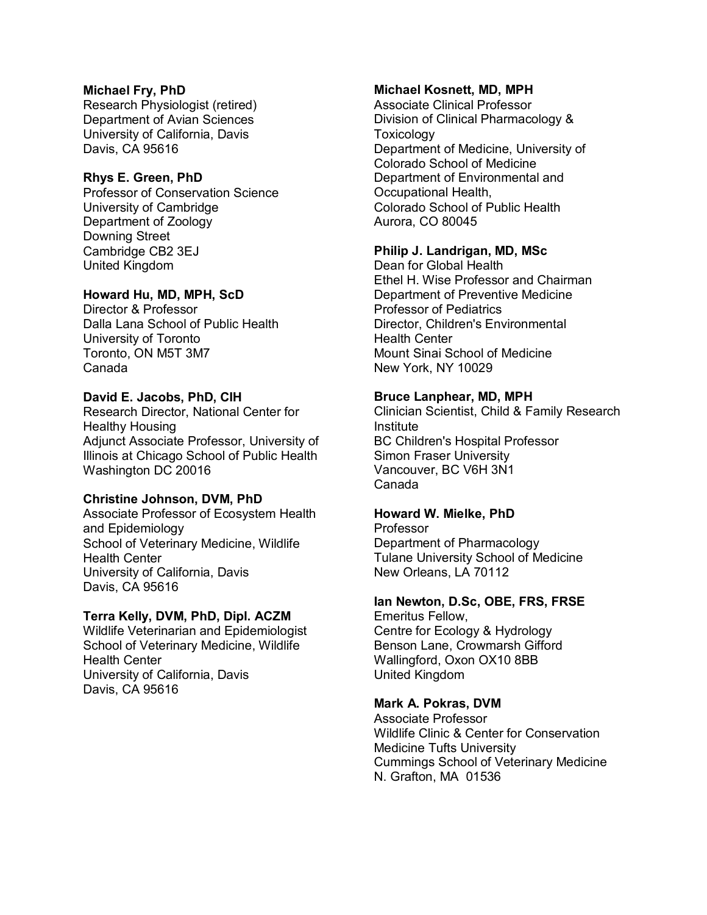**Michael Fry, PhD**
Research Physiologist (retired)
Department of Avian Sciences
University of California, Davis
Davis, CA 95616

**Rhys E. Green, PhD**
Professor of Conservation Science
University of Cambridge
Department of Zoology
Downing Street
Cambridge CB2 3EJ
United Kingdom

**Howard Hu, MD, MPH, ScD**
Director & Professor
Dalla Lana School of Public Health
University of Toronto
Toronto, ON M5T 3M7
Canada

**David E. Jacobs, PhD, CIH**
Research Director, National Center for Healthy Housing
Adjunct Associate Professor, University of Illinois at Chicago School of Public Health
Washington DC 20016

**Christine Johnson, DVM, PhD**
Associate Professor of Ecosystem Health and Epidemiology
School of Veterinary Medicine, Wildlife Health Center
University of California, Davis
Davis, CA 95616

**Terra Kelly, DVM, PhD, Dipl. ACZM**
Wildlife Veterinarian and Epidemiologist
School of Veterinary Medicine, Wildlife Health Center
University of California, Davis
Davis, CA 95616

**Michael Kosnett, MD, MPH**
Associate Clinical Professor
Division of Clinical Pharmacology & Toxicology
Department of Medicine, University of Colorado School of Medicine
Department of Environmental and Occupational Health,
Colorado School of Public Health
Aurora, CO 80045

**Philip J. Landrigan, MD, MSc**
Dean for Global Health
Ethel H. Wise Professor and Chairman
Department of Preventive Medicine
Professor of Pediatrics
Director, Children's Environmental Health Center
Mount Sinai School of Medicine
New York, NY 10029

**Bruce Lanphear, MD, MPH**
Clinician Scientist, Child & Family Research Institute
BC Children's Hospital Professor
Simon Fraser University
Vancouver, BC V6H 3N1
Canada

**Howard W. Mielke, PhD**
Professor
Department of Pharmacology
Tulane University School of Medicine
New Orleans, LA 70112

**Ian Newton, D.Sc, OBE, FRS, FRSE**
Emeritus Fellow,
Centre for Ecology & Hydrology
Benson Lane, Crowmarsh Gifford
Wallingford, Oxon OX10 8BB
United Kingdom

**Mark A. Pokras, DVM**
Associate Professor
Wildlife Clinic & Center for Conservation Medicine Tufts University
Cummings School of Veterinary Medicine
N. Grafton, MA 01536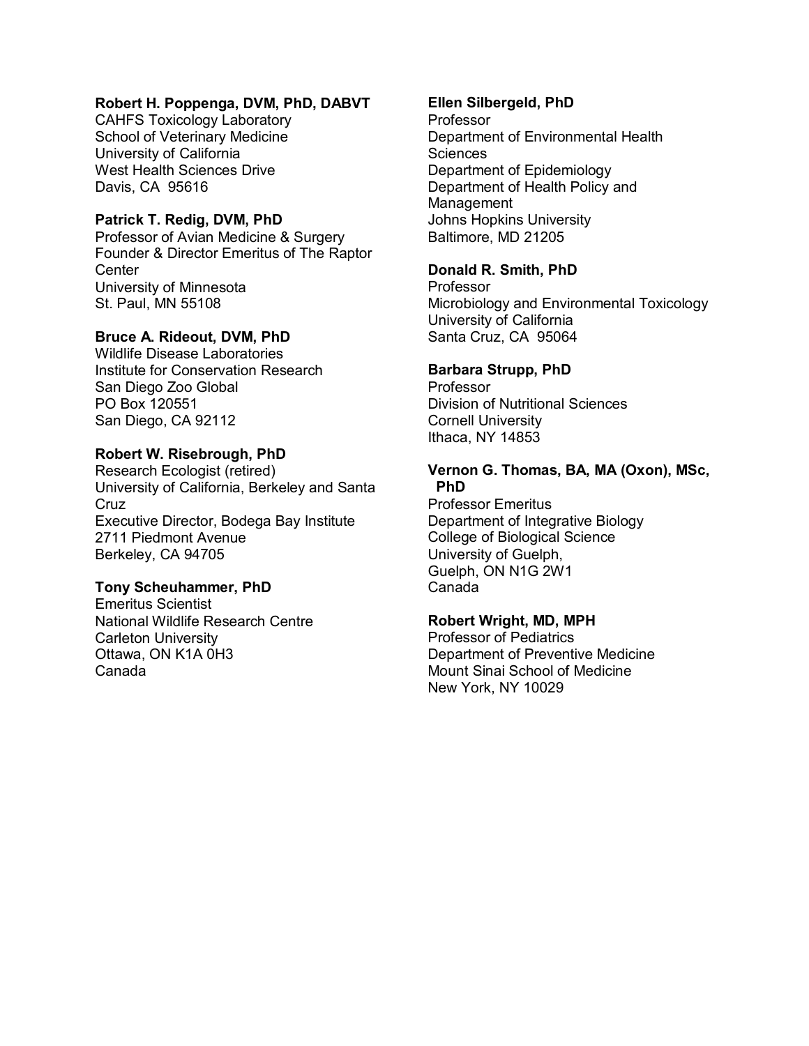**Robert H. Poppenga, DVM, PhD, DABVT**
CAHFS Toxicology Laboratory
School of Veterinary Medicine
University of California
West Health Sciences Drive
Davis, CA 95616

**Patrick T. Redig, DVM, PhD**
Professor of Avian Medicine & Surgery
Founder & Director Emeritus of The Raptor Center
University of Minnesota
St. Paul, MN 55108

**Bruce A. Rideout, DVM, PhD**
Wildlife Disease Laboratories
Institute for Conservation Research
San Diego Zoo Global
PO Box 120551
San Diego, CA 92112

**Robert W. Risebrough, PhD**
Research Ecologist (retired)
University of California, Berkeley and Santa Cruz
Executive Director, Bodega Bay Institute
2711 Piedmont Avenue
Berkeley, CA 94705

**Tony Scheuhammer, PhD**
Emeritus Scientist
National Wildlife Research Centre
Carleton University
Ottawa, ON K1A 0H3
Canada

**Ellen Silbergeld, PhD**
Professor
Department of Environmental Health Sciences
Department of Epidemiology
Department of Health Policy and Management
Johns Hopkins University
Baltimore, MD 21205

**Donald R. Smith, PhD**
Professor
Microbiology and Environmental Toxicology
University of California
Santa Cruz, CA 95064

**Barbara Strupp, PhD**
Professor
Division of Nutritional Sciences
Cornell University
Ithaca, NY 14853

**Vernon G. Thomas, BA, MA (Oxon), MSc, PhD**
Professor Emeritus
Department of Integrative Biology
College of Biological Science
University of Guelph,
Guelph, ON N1G 2W1
Canada

**Robert Wright, MD, MPH**
Professor of Pediatrics
Department of Preventive Medicine
Mount Sinai School of Medicine
New York, NY 10029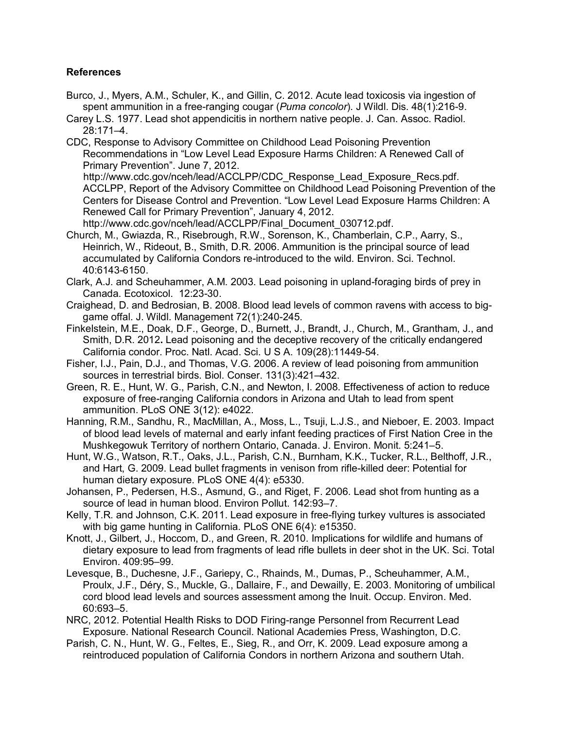### References

Burco, J., Myers, A.M., Schuler, K., and Gillin, C. 2012. Acute lead toxicosis via ingestion of spent ammunition in a free-ranging cougar (*Puma concolor*). J Wildl. Dis. 48(1):216-9.

Carey L.S. 1977. Lead shot appendicitis in northern native people. J. Can. Assoc. Radiol. 28:171–4.

CDC, Response to Advisory Committee on Childhood Lead Poisoning Prevention Recommendations in "Low Level Lead Exposure Harms Children: A Renewed Call of Primary Prevention". June 7, 2012. http://www.cdc.gov/nceh/lead/ACCLPP/CDC_Response_Lead_Exposure_Recs.pdf. ACCLPP, Report of the Advisory Committee on Childhood Lead Poisoning Prevention of the Centers for Disease Control and Prevention. "Low Level Lead Exposure Harms Children: A Renewed Call for Primary Prevention", January 4, 2012. http://www.cdc.gov/nceh/lead/ACCLPP/Final_Document_030712.pdf.

Church, M., Gwiazda, R., Risebrough, R.W., Sorenson, K., Chamberlain, C.P., Aarry, S., Heinrich, W., Rideout, B., Smith, D.R. 2006. Ammunition is the principal source of lead accumulated by California Condors re-introduced to the wild. Environ. Sci. Technol. 40:6143-6150.

Clark, A.J. and Scheuhammer, A.M. 2003. Lead poisoning in upland-foraging birds of prey in Canada. Ecotoxicol. 12:23-30.

Craighead, D. and Bedrosian, B. 2008. Blood lead levels of common ravens with access to big-game offal. J. Wildl. Management 72(1):240-245.

Finkelstein, M.E., Doak, D.F., George, D., Burnett, J., Brandt, J., Church, M., Grantham, J., and Smith, D.R. 2012**.** Lead poisoning and the deceptive recovery of the critically endangered California condor. Proc. Natl. Acad. Sci. U S A. 109(28):11449-54.

Fisher, I.J., Pain, D.J., and Thomas, V.G. 2006. A review of lead poisoning from ammunition sources in terrestrial birds. Biol. Conser. 131(3):421–432.

Green, R. E., Hunt, W. G., Parish, C.N., and Newton, I. 2008. Effectiveness of action to reduce exposure of free-ranging California condors in Arizona and Utah to lead from spent ammunition. PLoS ONE 3(12): e4022.

Hanning, R.M., Sandhu, R., MacMillan, A., Moss, L., Tsuji, L.J.S., and Nieboer, E. 2003. Impact of blood lead levels of maternal and early infant feeding practices of First Nation Cree in the Mushkegowuk Territory of northern Ontario, Canada. J. Environ. Monit. 5:241–5.

Hunt, W.G., Watson, R.T., Oaks, J.L., Parish, C.N., Burnham, K.K., Tucker, R.L., Belthoff, J.R., and Hart, G. 2009. Lead bullet fragments in venison from rifle-killed deer: Potential for human dietary exposure. PLoS ONE 4(4): e5330.

Johansen, P., Pedersen, H.S., Asmund, G., and Riget, F. 2006. Lead shot from hunting as a source of lead in human blood. Environ Pollut. 142:93–7.

Kelly, T.R. and Johnson, C.K. 2011. Lead exposure in free-flying turkey vultures is associated with big game hunting in California. PLoS ONE 6(4): e15350.

Knott, J., Gilbert, J., Hoccom, D., and Green, R. 2010. Implications for wildlife and humans of dietary exposure to lead from fragments of lead rifle bullets in deer shot in the UK. Sci. Total Environ. 409:95–99.

Levesque, B., Duchesne, J.F., Gariepy, C., Rhainds, M., Dumas, P., Scheuhammer, A.M., Proulx, J.F., Déry, S., Muckle, G., Dallaire, F., and Dewailly, E. 2003. Monitoring of umbilical cord blood lead levels and sources assessment among the Inuit. Occup. Environ. Med. 60:693–5.

NRC, 2012. Potential Health Risks to DOD Firing-range Personnel from Recurrent Lead Exposure. National Research Council. National Academies Press, Washington, D.C.

Parish, C. N., Hunt, W. G., Feltes, E., Sieg, R., and Orr, K. 2009. Lead exposure among a reintroduced population of California Condors in northern Arizona and southern Utah.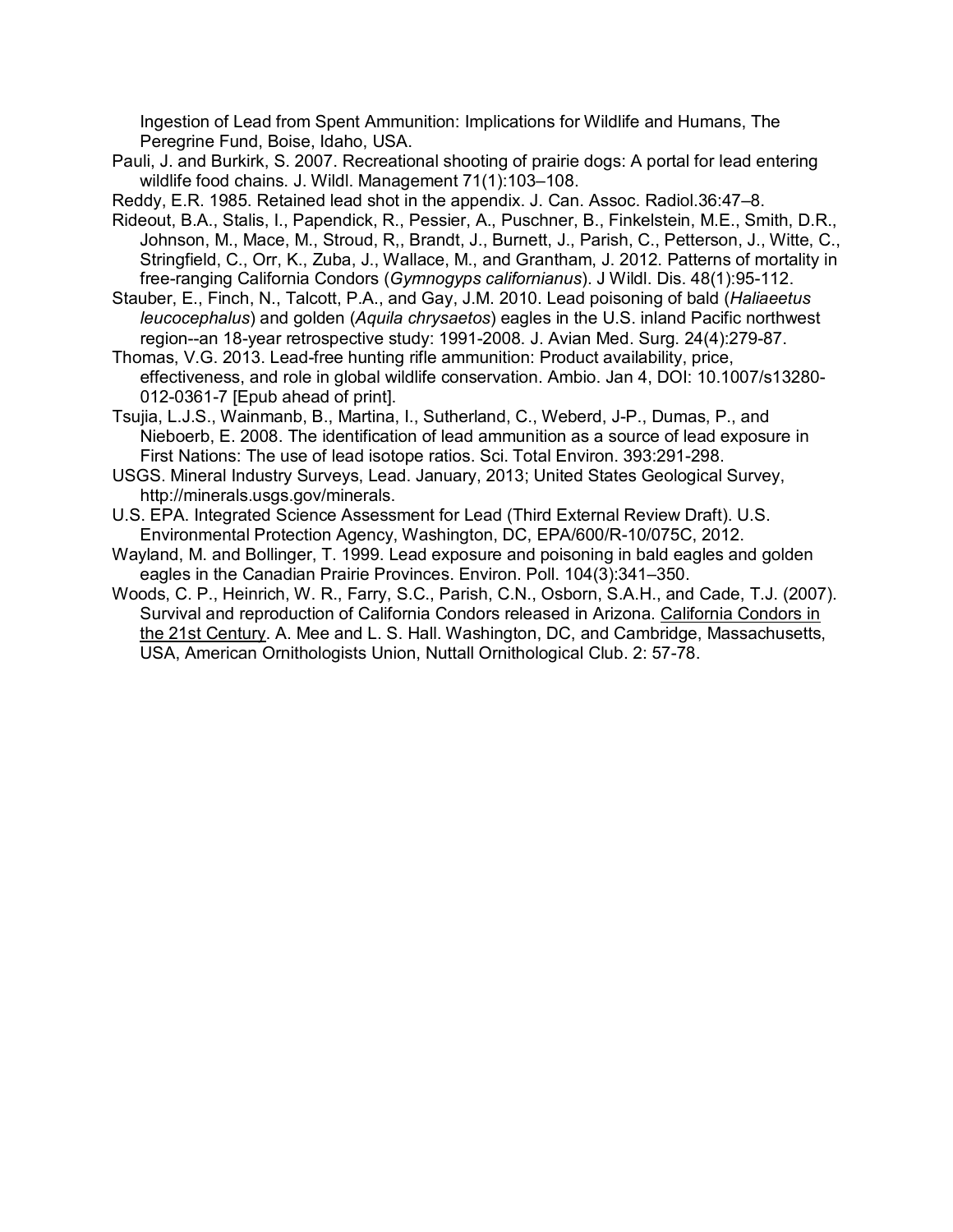Ingestion of Lead from Spent Ammunition: Implications for Wildlife and Humans, The Peregrine Fund, Boise, Idaho, USA.

Pauli, J. and Burkirk, S. 2007. Recreational shooting of prairie dogs: A portal for lead entering wildlife food chains. J. Wildl. Management 71(1):103–108.

Reddy, E.R. 1985. Retained lead shot in the appendix. J. Can. Assoc. Radiol.36:47–8.

Rideout, B.A., Stalis, I., Papendick, R., Pessier, A., Puschner, B., Finkelstein, M.E., Smith, D.R., Johnson, M., Mace, M., Stroud, R,, Brandt, J., Burnett, J., Parish, C., Petterson, J., Witte, C., Stringfield, C., Orr, K., Zuba, J., Wallace, M., and Grantham, J. 2012. Patterns of mortality in free-ranging California Condors (*Gymnogyps californianus*). J Wildl. Dis. 48(1):95-112.

Stauber, E., Finch, N., Talcott, P.A., and Gay, J.M. 2010. Lead poisoning of bald (*Haliaeetus leucocephalus*) and golden (*Aquila chrysaetos*) eagles in the U.S. inland Pacific northwest region--an 18-year retrospective study: 1991-2008. J. Avian Med. Surg. 24(4):279-87.

Thomas, V.G. 2013. Lead-free hunting rifle ammunition: Product availability, price, effectiveness, and role in global wildlife conservation. Ambio. Jan 4, DOI: 10.1007/s13280-012-0361-7 [Epub ahead of print].

Tsujia, L.J.S., Wainmanb, B., Martina, I., Sutherland, C., Weberd, J-P., Dumas, P., and Nieboerb, E. 2008. The identification of lead ammunition as a source of lead exposure in First Nations: The use of lead isotope ratios. Sci. Total Environ. 393:291-298.

USGS. Mineral Industry Surveys, Lead. January, 2013; United States Geological Survey, http://minerals.usgs.gov/minerals.

U.S. EPA. Integrated Science Assessment for Lead (Third External Review Draft). U.S. Environmental Protection Agency, Washington, DC, EPA/600/R-10/075C, 2012.

Wayland, M. and Bollinger, T. 1999. Lead exposure and poisoning in bald eagles and golden eagles in the Canadian Prairie Provinces. Environ. Poll. 104(3):341–350.

Woods, C. P., Heinrich, W. R., Farry, S.C., Parish, C.N., Osborn, S.A.H., and Cade, T.J. (2007). Survival and reproduction of California Condors released in Arizona. California Condors in the 21st Century. A. Mee and L. S. Hall. Washington, DC, and Cambridge, Massachusetts, USA, American Ornithologists Union, Nuttall Ornithological Club. 2: 57-78.